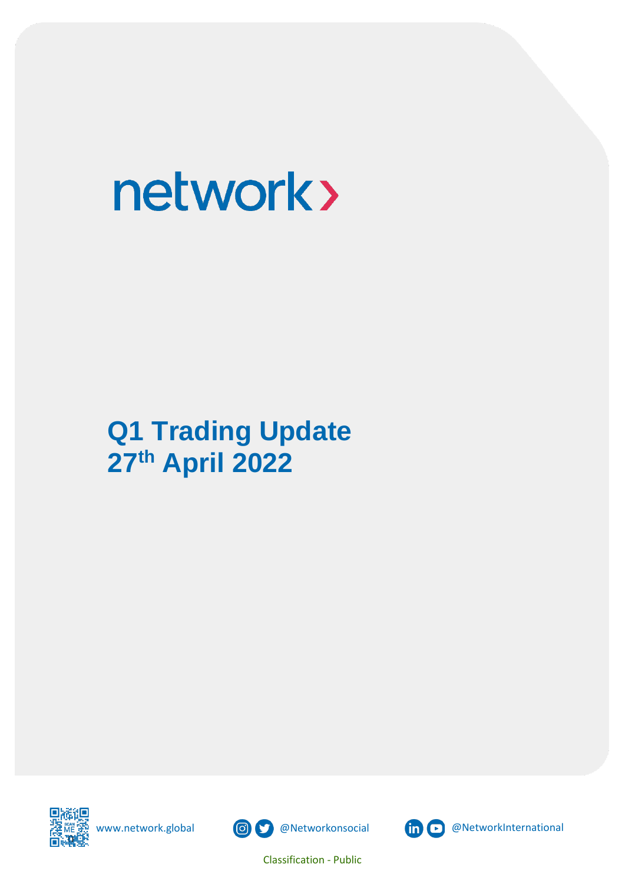network›

# Q1 Trading Update

# 27th April 2022

www.network.global @Networkonsocial @NetworkInternational

Classification - Public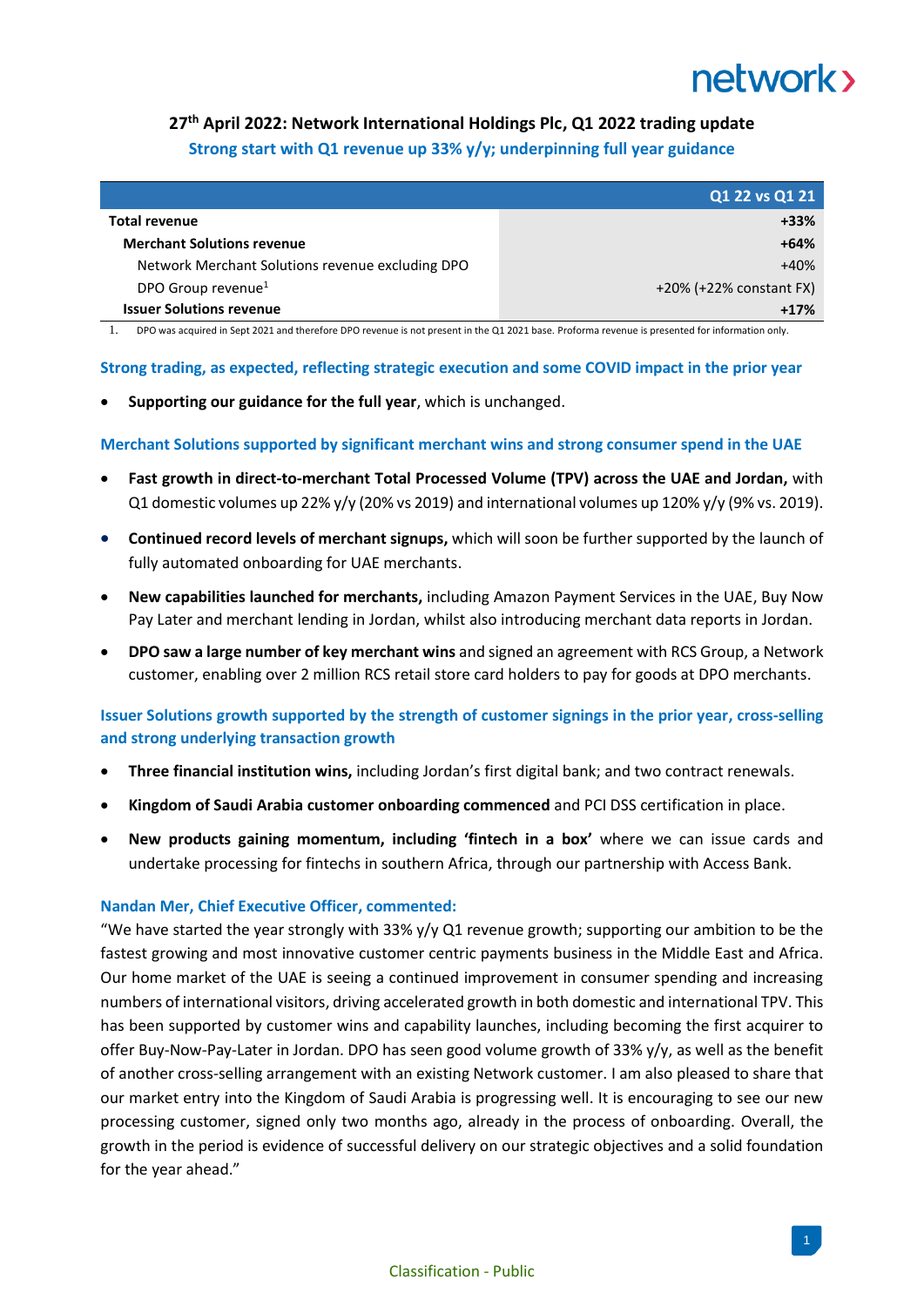## 27th April 2022: Network International Holdings Plc, Q1 2022 trading update

**Strong start with Q1 revenue up 33% y/y; underpinning full year guidance**

| | Q1 22 vs Q1 21 |
|---|---|
| **Total revenue** | **+33%** |
| **Merchant Solutions revenue** | **+64%** |
| Network Merchant Solutions revenue excluding DPO | +40% |
| DPO Group revenue[1] | +20% (+22% constant FX) |
| **Issuer Solutions revenue** | **+17%** |

1. DPO was acquired in Sept 2021 and therefore DPO revenue is not present in the Q1 2021 base. Proforma revenue is presented for information only.

### Strong trading, as expected, reflecting strategic execution and some COVID impact in the prior year

- **Supporting our guidance for the full year**, which is unchanged.

### Merchant Solutions supported by significant merchant wins and strong consumer spend in the UAE

- **Fast growth in direct-to-merchant Total Processed Volume (TPV) across the UAE and Jordan,** with Q1 domestic volumes up 22% y/y (20% vs 2019) and international volumes up 120% y/y (9% vs. 2019).
- **Continued record levels of merchant signups,** which will soon be further supported by the launch of fully automated onboarding for UAE merchants.
- **New capabilities launched for merchants,** including Amazon Payment Services in the UAE, Buy Now Pay Later and merchant lending in Jordan, whilst also introducing merchant data reports in Jordan.
- **DPO saw a large number of key merchant wins** and signed an agreement with RCS Group, a Network customer, enabling over 2 million RCS retail store card holders to pay for goods at DPO merchants.

### Issuer Solutions growth supported by the strength of customer signings in the prior year, cross-selling and strong underlying transaction growth

- **Three financial institution wins,** including Jordan's first digital bank; and two contract renewals.
- **Kingdom of Saudi Arabia customer onboarding commenced** and PCI DSS certification in place.
- **New products gaining momentum, including 'fintech in a box'** where we can issue cards and undertake processing for fintechs in southern Africa, through our partnership with Access Bank.

### Nandan Mer, Chief Executive Officer, commented:

"We have started the year strongly with 33% y/y Q1 revenue growth; supporting our ambition to be the fastest growing and most innovative customer centric payments business in the Middle East and Africa. Our home market of the UAE is seeing a continued improvement in consumer spending and increasing numbers of international visitors, driving accelerated growth in both domestic and international TPV. This has been supported by customer wins and capability launches, including becoming the first acquirer to offer Buy-Now-Pay-Later in Jordan. DPO has seen good volume growth of 33% y/y, as well as the benefit of another cross-selling arrangement with an existing Network customer. I am also pleased to share that our market entry into the Kingdom of Saudi Arabia is progressing well. It is encouraging to see our new processing customer, signed only two months ago, already in the process of onboarding. Overall, the growth in the period is evidence of successful delivery on our strategic objectives and a solid foundation for the year ahead."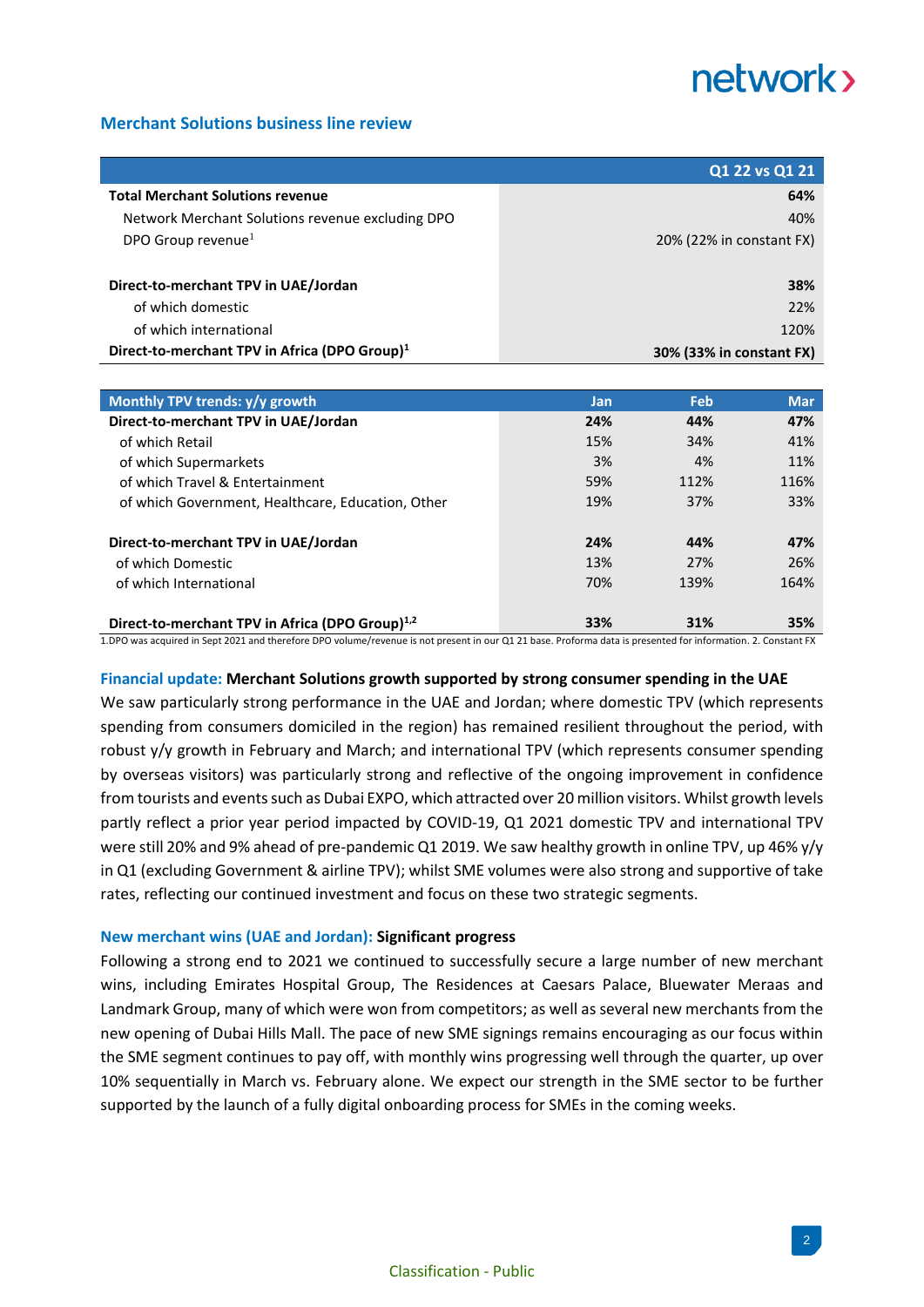## Merchant Solutions business line review

| | Q1 22 vs Q1 21 |
|---|---|
| **Total Merchant Solutions revenue** | **64%** |
| Network Merchant Solutions revenue excluding DPO | 40% |
| DPO Group revenue[1] | 20% (22% in constant FX) |
| | |
| **Direct-to-merchant TPV in UAE/Jordan** | **38%** |
| of which domestic | 22% |
| of which international | 120% |
| **Direct-to-merchant TPV in Africa (DPO Group)[1]** | **30% (33% in constant FX)** |

| Monthly TPV trends: y/y growth | Jan | Feb | Mar |
|---|---|---|---|
| **Direct-to-merchant TPV in UAE/Jordan** | **24%** | **44%** | **47%** |
| of which Retail | 15% | 34% | 41% |
| of which Supermarkets | 3% | 4% | 11% |
| of which Travel & Entertainment | 59% | 112% | 116% |
| of which Government, Healthcare, Education, Other | 19% | 37% | 33% |
| | | | |
| **Direct-to-merchant TPV in UAE/Jordan** | **24%** | **44%** | **47%** |
| of which Domestic | 13% | 27% | 26% |
| of which International | 70% | 139% | 164% |
| | | | |
| **Direct-to-merchant TPV in Africa (DPO Group)[1,2]** | **33%** | **31%** | **35%** |

1.DPO was acquired in Sept 2021 and therefore DPO volume/revenue is not present in our Q1 21 base. Proforma data is presented for information. 2. Constant FX

**Financial update: Merchant Solutions growth supported by strong consumer spending in the UAE**

We saw particularly strong performance in the UAE and Jordan; where domestic TPV (which represents spending from consumers domiciled in the region) has remained resilient throughout the period, with robust y/y growth in February and March; and international TPV (which represents consumer spending by overseas visitors) was particularly strong and reflective of the ongoing improvement in confidence from tourists and events such as Dubai EXPO, which attracted over 20 million visitors. Whilst growth levels partly reflect a prior year period impacted by COVID-19, Q1 2021 domestic TPV and international TPV were still 20% and 9% ahead of pre-pandemic Q1 2019. We saw healthy growth in online TPV, up 46% y/y in Q1 (excluding Government & airline TPV); whilst SME volumes were also strong and supportive of take rates, reflecting our continued investment and focus on these two strategic segments.

**New merchant wins (UAE and Jordan): Significant progress**

Following a strong end to 2021 we continued to successfully secure a large number of new merchant wins, including Emirates Hospital Group, The Residences at Caesars Palace, Bluewater Meraas and Landmark Group, many of which were won from competitors; as well as several new merchants from the new opening of Dubai Hills Mall. The pace of new SME signings remains encouraging as our focus within the SME segment continues to pay off, with monthly wins progressing well through the quarter, up over 10% sequentially in March vs. February alone. We expect our strength in the SME sector to be further supported by the launch of a fully digital onboarding process for SMEs in the coming weeks.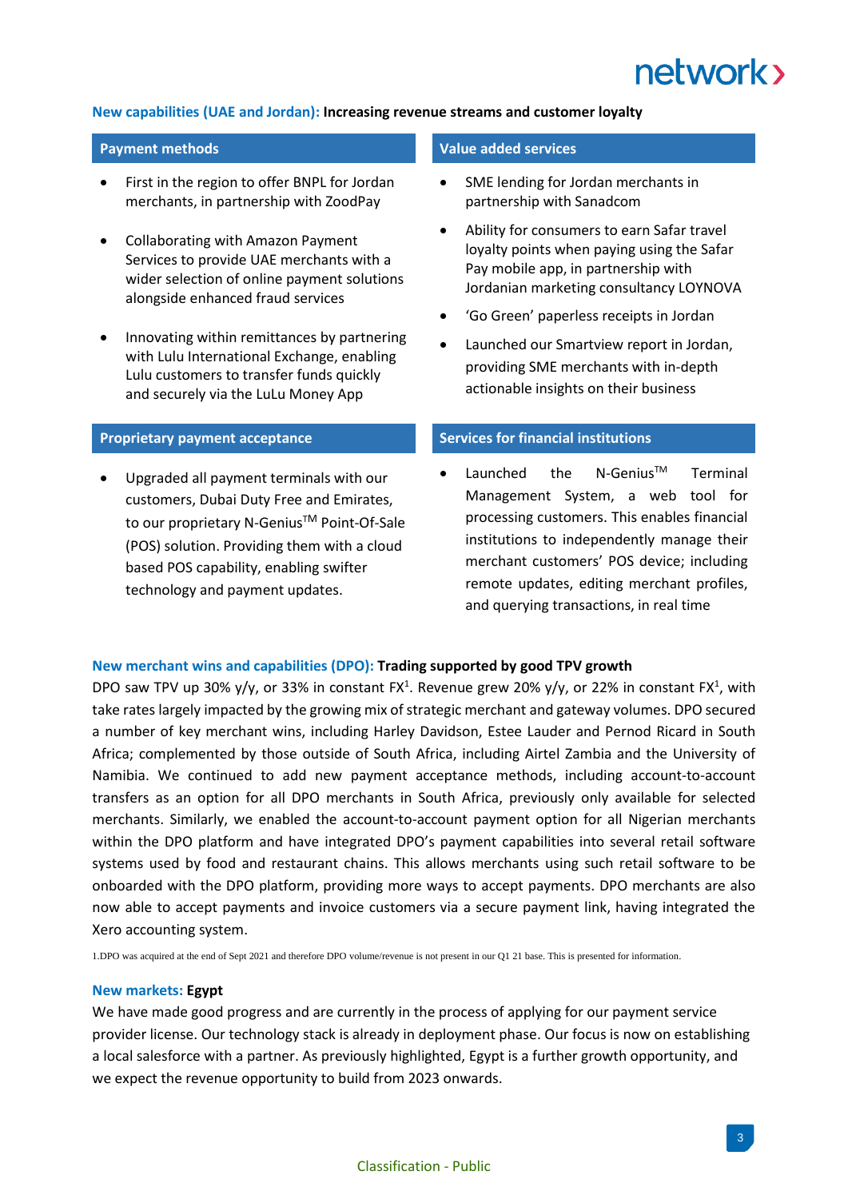## New capabilities (UAE and Jordan): Increasing revenue streams and customer loyalty

### Payment methods

- First in the region to offer BNPL for Jordan merchants, in partnership with ZoodPay
- Collaborating with Amazon Payment Services to provide UAE merchants with a wider selection of online payment solutions alongside enhanced fraud services
- Innovating within remittances by partnering with Lulu International Exchange, enabling Lulu customers to transfer funds quickly and securely via the LuLu Money App

### Value added services

- SME lending for Jordan merchants in partnership with Sanadcom
- Ability for consumers to earn Safar travel loyalty points when paying using the Safar Pay mobile app, in partnership with Jordanian marketing consultancy LOYNOVA
- 'Go Green' paperless receipts in Jordan
- Launched our Smartview report in Jordan, providing SME merchants with in-depth actionable insights on their business

### Proprietary payment acceptance

- Upgraded all payment terminals with our customers, Dubai Duty Free and Emirates, to our proprietary N-Genius™ Point-Of-Sale (POS) solution. Providing them with a cloud based POS capability, enabling swifter technology and payment updates.

### Services for financial institutions

- Launched the N-Genius™ Terminal Management System, a web tool for processing customers. This enables financial institutions to independently manage their merchant customers' POS device; including remote updates, editing merchant profiles, and querying transactions, in real time

## New merchant wins and capabilities (DPO): Trading supported by good TPV growth

DPO saw TPV up 30% y/y, or 33% in constant FX[1]. Revenue grew 20% y/y, or 22% in constant FX[1], with take rates largely impacted by the growing mix of strategic merchant and gateway volumes. DPO secured a number of key merchant wins, including Harley Davidson, Estee Lauder and Pernod Ricard in South Africa; complemented by those outside of South Africa, including Airtel Zambia and the University of Namibia. We continued to add new payment acceptance methods, including account-to-account transfers as an option for all DPO merchants in South Africa, previously only available for selected merchants. Similarly, we enabled the account-to-account payment option for all Nigerian merchants within the DPO platform and have integrated DPO's payment capabilities into several retail software systems used by food and restaurant chains. This allows merchants using such retail software to be onboarded with the DPO platform, providing more ways to accept payments. DPO merchants are also now able to accept payments and invoice customers via a secure payment link, having integrated the Xero accounting system.

1.DPO was acquired at the end of Sept 2021 and therefore DPO volume/revenue is not present in our Q1 21 base. This is presented for information.

## New markets: Egypt

We have made good progress and are currently in the process of applying for our payment service provider license. Our technology stack is already in deployment phase. Our focus is now on establishing a local salesforce with a partner. As previously highlighted, Egypt is a further growth opportunity, and we expect the revenue opportunity to build from 2023 onwards.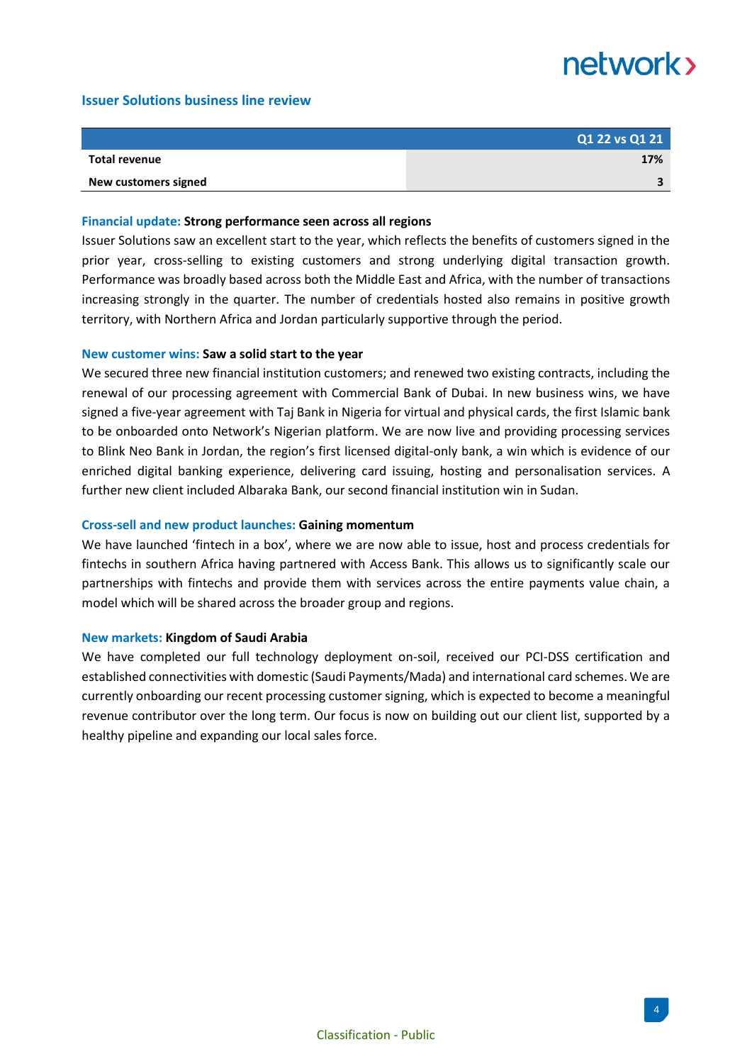## Issuer Solutions business line review

| | Q1 22 vs Q1 21 |
|---|---|
| **Total revenue** | **17%** |
| **New customers signed** | **3** |

**Financial update: Strong performance seen across all regions**

Issuer Solutions saw an excellent start to the year, which reflects the benefits of customers signed in the prior year, cross-selling to existing customers and strong underlying digital transaction growth. Performance was broadly based across both the Middle East and Africa, with the number of transactions increasing strongly in the quarter. The number of credentials hosted also remains in positive growth territory, with Northern Africa and Jordan particularly supportive through the period.

**New customer wins: Saw a solid start to the year**

We secured three new financial institution customers; and renewed two existing contracts, including the renewal of our processing agreement with Commercial Bank of Dubai. In new business wins, we have signed a five-year agreement with Taj Bank in Nigeria for virtual and physical cards, the first Islamic bank to be onboarded onto Network's Nigerian platform. We are now live and providing processing services to Blink Neo Bank in Jordan, the region's first licensed digital-only bank, a win which is evidence of our enriched digital banking experience, delivering card issuing, hosting and personalisation services. A further new client included Albaraka Bank, our second financial institution win in Sudan.

**Cross-sell and new product launches: Gaining momentum**

We have launched 'fintech in a box', where we are now able to issue, host and process credentials for fintechs in southern Africa having partnered with Access Bank. This allows us to significantly scale our partnerships with fintechs and provide them with services across the entire payments value chain, a model which will be shared across the broader group and regions.

**New markets: Kingdom of Saudi Arabia**

We have completed our full technology deployment on-soil, received our PCI-DSS certification and established connectivities with domestic (Saudi Payments/Mada) and international card schemes. We are currently onboarding our recent processing customer signing, which is expected to become a meaningful revenue contributor over the long term. Our focus is now on building out our client list, supported by a healthy pipeline and expanding our local sales force.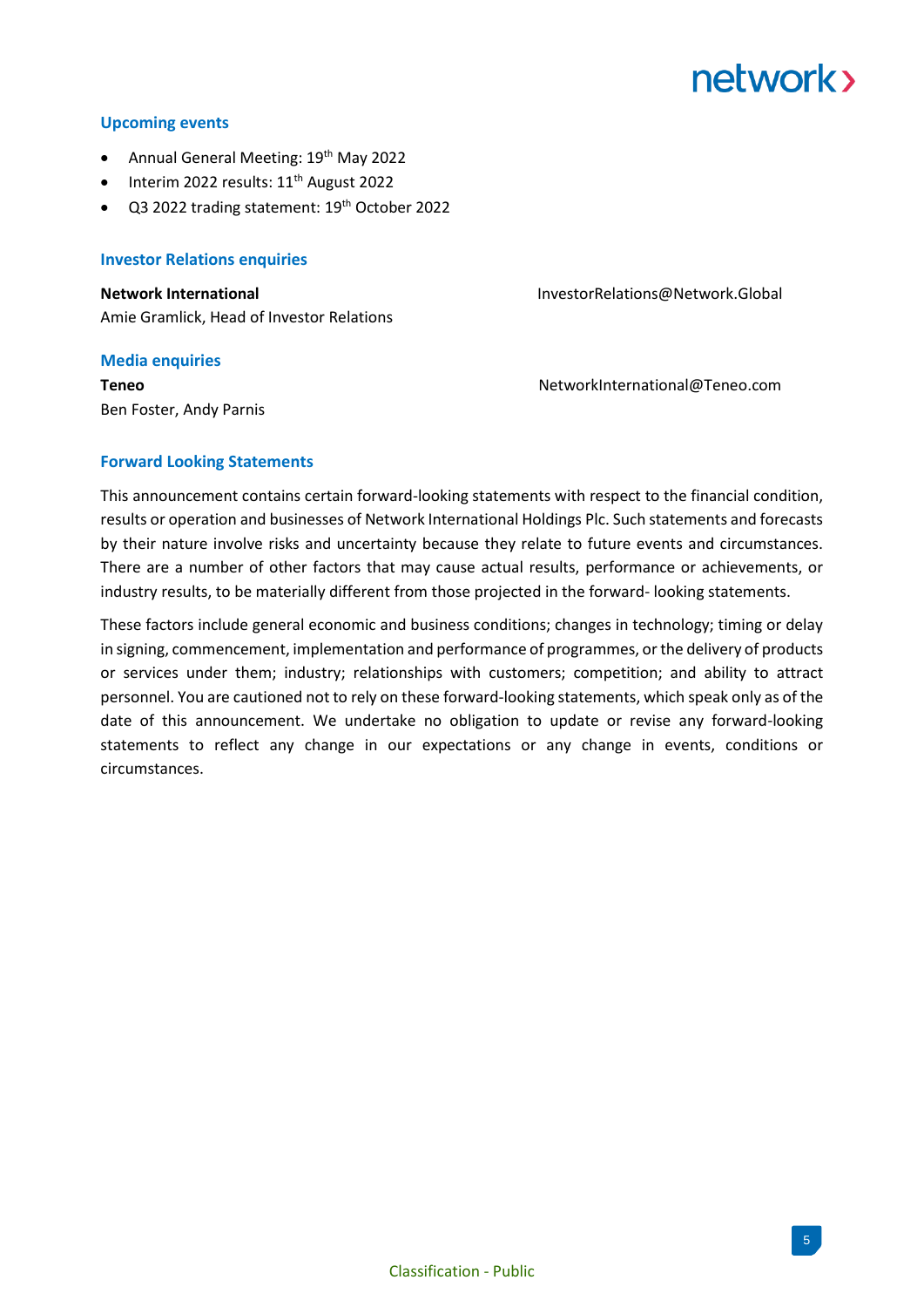### Upcoming events

- Annual General Meeting: 19th May 2022
- Interim 2022 results: 11th August 2022
- Q3 2022 trading statement: 19th October 2022

### Investor Relations enquiries

**Network International** InvestorRelations@Network.Global
Amie Gramlick, Head of Investor Relations

### Media enquiries

**Teneo** NetworkInternational@Teneo.com
Ben Foster, Andy Parnis

### Forward Looking Statements

This announcement contains certain forward-looking statements with respect to the financial condition, results or operation and businesses of Network International Holdings Plc. Such statements and forecasts by their nature involve risks and uncertainty because they relate to future events and circumstances. There are a number of other factors that may cause actual results, performance or achievements, or industry results, to be materially different from those projected in the forward- looking statements.

These factors include general economic and business conditions; changes in technology; timing or delay in signing, commencement, implementation and performance of programmes, or the delivery of products or services under them; industry; relationships with customers; competition; and ability to attract personnel. You are cautioned not to rely on these forward-looking statements, which speak only as of the date of this announcement. We undertake no obligation to update or revise any forward-looking statements to reflect any change in our expectations or any change in events, conditions or circumstances.